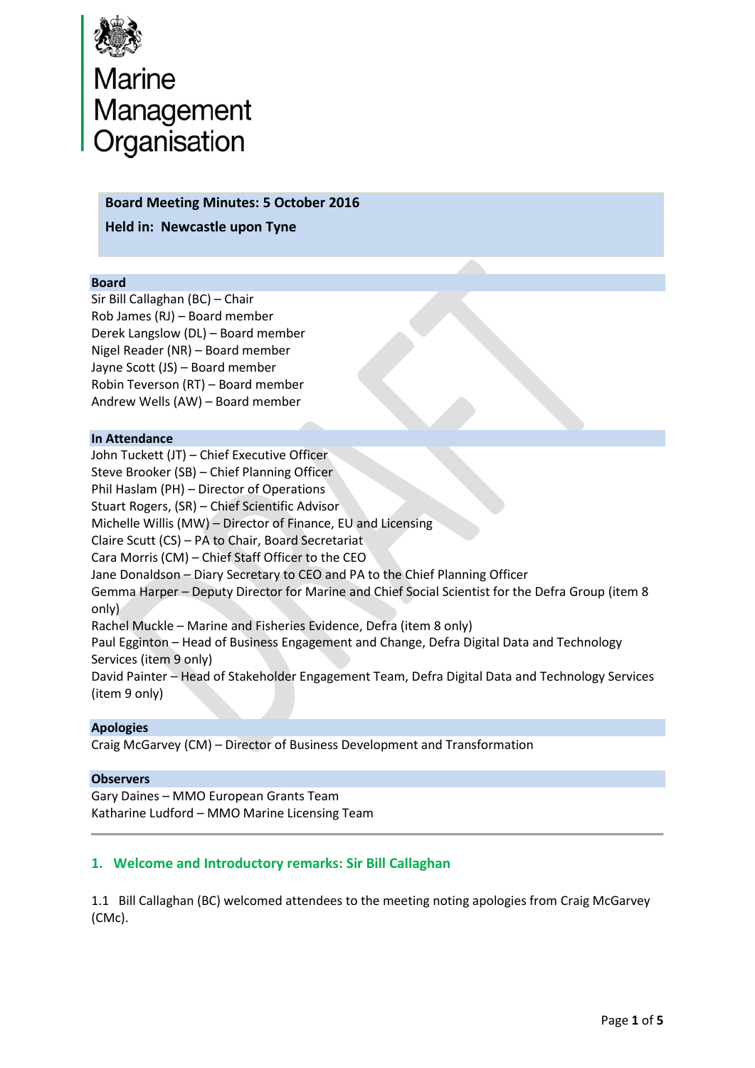# Marine Management Organisation

**Board Meeting Minutes: 5 October 2016**

**Held in: Newcastle upon Tyne**

**Board**

Sir Bill Callaghan (BC) – Chair
Rob James (RJ) – Board member
Derek Langslow (DL) – Board member
Nigel Reader (NR) – Board member
Jayne Scott (JS) – Board member
Robin Teverson (RT) – Board member
Andrew Wells (AW) – Board member

**In Attendance**

John Tuckett (JT) – Chief Executive Officer
Steve Brooker (SB) – Chief Planning Officer
Phil Haslam (PH) – Director of Operations
Stuart Rogers, (SR) – Chief Scientific Advisor
Michelle Willis (MW) – Director of Finance, EU and Licensing
Claire Scutt (CS) – PA to Chair, Board Secretariat
Cara Morris (CM) – Chief Staff Officer to the CEO
Jane Donaldson – Diary Secretary to CEO and PA to the Chief Planning Officer
Gemma Harper – Deputy Director for Marine and Chief Social Scientist for the Defra Group (item 8 only)
Rachel Muckle – Marine and Fisheries Evidence, Defra (item 8 only)
Paul Egginton – Head of Business Engagement and Change, Defra Digital Data and Technology Services (item 9 only)
David Painter – Head of Stakeholder Engagement Team, Defra Digital Data and Technology Services (item 9 only)

**Apologies**

Craig McGarvey (CM) – Director of Business Development and Transformation

**Observers**

Gary Daines – MMO European Grants Team
Katharine Ludford – MMO Marine Licensing Team

## 1. Welcome and Introductory remarks: Sir Bill Callaghan

1.1 Bill Callaghan (BC) welcomed attendees to the meeting noting apologies from Craig McGarvey (CMc).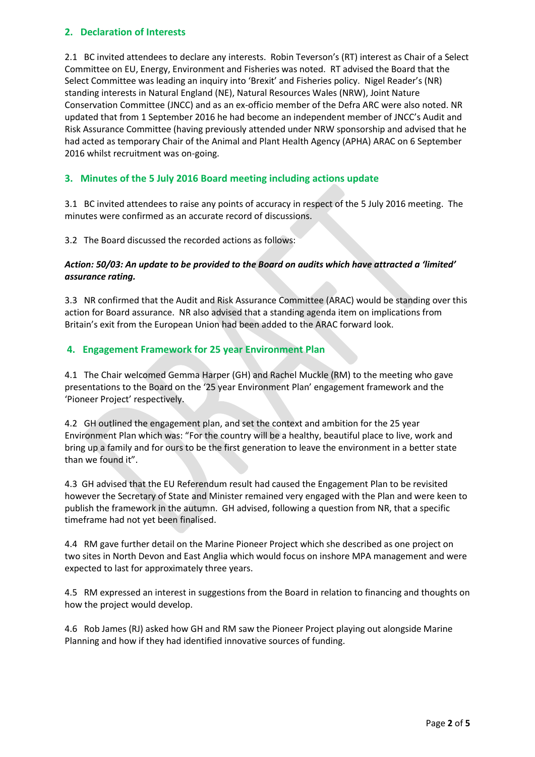## 2. Declaration of Interests

2.1 BC invited attendees to declare any interests. Robin Teverson's (RT) interest as Chair of a Select Committee on EU, Energy, Environment and Fisheries was noted. RT advised the Board that the Select Committee was leading an inquiry into 'Brexit' and Fisheries policy. Nigel Reader's (NR) standing interests in Natural England (NE), Natural Resources Wales (NRW), Joint Nature Conservation Committee (JNCC) and as an ex-officio member of the Defra ARC were also noted. NR updated that from 1 September 2016 he had become an independent member of JNCC's Audit and Risk Assurance Committee (having previously attended under NRW sponsorship and advised that he had acted as temporary Chair of the Animal and Plant Health Agency (APHA) ARAC on 6 September 2016 whilst recruitment was on-going.

## 3. Minutes of the 5 July 2016 Board meeting including actions update

3.1 BC invited attendees to raise any points of accuracy in respect of the 5 July 2016 meeting. The minutes were confirmed as an accurate record of discussions.

3.2 The Board discussed the recorded actions as follows:

***Action: 50/03: An update to be provided to the Board on audits which have attracted a 'limited' assurance rating.***

3.3 NR confirmed that the Audit and Risk Assurance Committee (ARAC) would be standing over this action for Board assurance. NR also advised that a standing agenda item on implications from Britain's exit from the European Union had been added to the ARAC forward look.

## 4. Engagement Framework for 25 year Environment Plan

4.1 The Chair welcomed Gemma Harper (GH) and Rachel Muckle (RM) to the meeting who gave presentations to the Board on the '25 year Environment Plan' engagement framework and the 'Pioneer Project' respectively.

4.2 GH outlined the engagement plan, and set the context and ambition for the 25 year Environment Plan which was: "For the country will be a healthy, beautiful place to live, work and bring up a family and for ours to be the first generation to leave the environment in a better state than we found it".

4.3 GH advised that the EU Referendum result had caused the Engagement Plan to be revisited however the Secretary of State and Minister remained very engaged with the Plan and were keen to publish the framework in the autumn. GH advised, following a question from NR, that a specific timeframe had not yet been finalised.

4.4 RM gave further detail on the Marine Pioneer Project which she described as one project on two sites in North Devon and East Anglia which would focus on inshore MPA management and were expected to last for approximately three years.

4.5 RM expressed an interest in suggestions from the Board in relation to financing and thoughts on how the project would develop.

4.6 Rob James (RJ) asked how GH and RM saw the Pioneer Project playing out alongside Marine Planning and how if they had identified innovative sources of funding.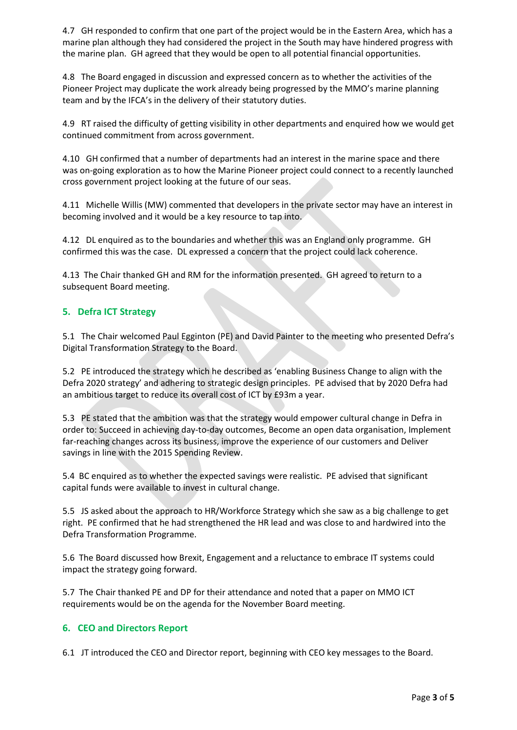4.7 GH responded to confirm that one part of the project would be in the Eastern Area, which has a marine plan although they had considered the project in the South may have hindered progress with the marine plan. GH agreed that they would be open to all potential financial opportunities.

4.8 The Board engaged in discussion and expressed concern as to whether the activities of the Pioneer Project may duplicate the work already being progressed by the MMO's marine planning team and by the IFCA's in the delivery of their statutory duties.

4.9 RT raised the difficulty of getting visibility in other departments and enquired how we would get continued commitment from across government.

4.10 GH confirmed that a number of departments had an interest in the marine space and there was on-going exploration as to how the Marine Pioneer project could connect to a recently launched cross government project looking at the future of our seas.

4.11 Michelle Willis (MW) commented that developers in the private sector may have an interest in becoming involved and it would be a key resource to tap into.

4.12 DL enquired as to the boundaries and whether this was an England only programme. GH confirmed this was the case. DL expressed a concern that the project could lack coherence.

4.13 The Chair thanked GH and RM for the information presented. GH agreed to return to a subsequent Board meeting.

## 5. Defra ICT Strategy

5.1 The Chair welcomed Paul Egginton (PE) and David Painter to the meeting who presented Defra's Digital Transformation Strategy to the Board.

5.2 PE introduced the strategy which he described as 'enabling Business Change to align with the Defra 2020 strategy' and adhering to strategic design principles. PE advised that by 2020 Defra had an ambitious target to reduce its overall cost of ICT by £93m a year.

5.3 PE stated that the ambition was that the strategy would empower cultural change in Defra in order to: Succeed in achieving day-to-day outcomes, Become an open data organisation, Implement far-reaching changes across its business, improve the experience of our customers and Deliver savings in line with the 2015 Spending Review.

5.4 BC enquired as to whether the expected savings were realistic. PE advised that significant capital funds were available to invest in cultural change.

5.5 JS asked about the approach to HR/Workforce Strategy which she saw as a big challenge to get right. PE confirmed that he had strengthened the HR lead and was close to and hardwired into the Defra Transformation Programme.

5.6 The Board discussed how Brexit, Engagement and a reluctance to embrace IT systems could impact the strategy going forward.

5.7 The Chair thanked PE and DP for their attendance and noted that a paper on MMO ICT requirements would be on the agenda for the November Board meeting.

## 6. CEO and Directors Report

6.1 JT introduced the CEO and Director report, beginning with CEO key messages to the Board.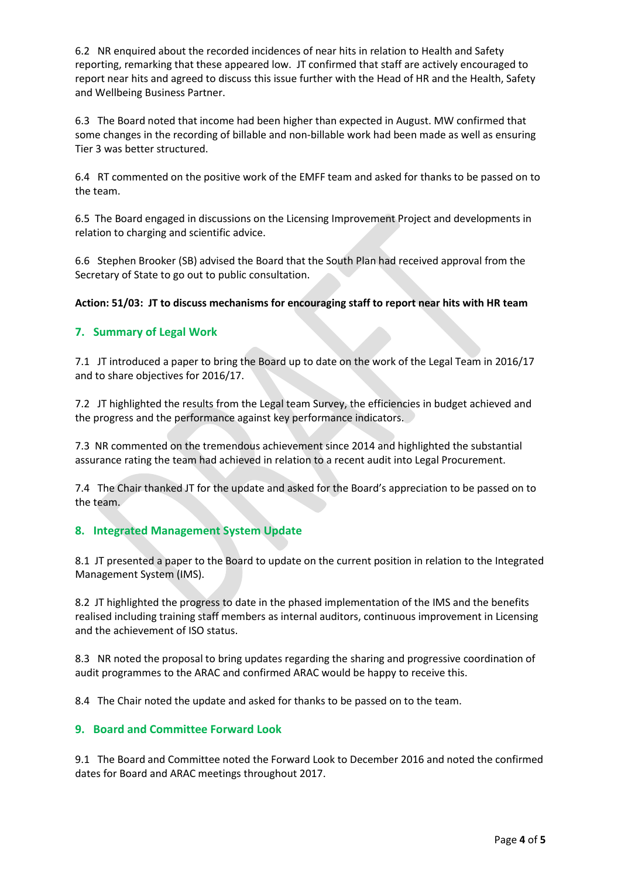6.2 NR enquired about the recorded incidences of near hits in relation to Health and Safety reporting, remarking that these appeared low. JT confirmed that staff are actively encouraged to report near hits and agreed to discuss this issue further with the Head of HR and the Health, Safety and Wellbeing Business Partner.

6.3 The Board noted that income had been higher than expected in August. MW confirmed that some changes in the recording of billable and non-billable work had been made as well as ensuring Tier 3 was better structured.

6.4 RT commented on the positive work of the EMFF team and asked for thanks to be passed on to the team.

6.5 The Board engaged in discussions on the Licensing Improvement Project and developments in relation to charging and scientific advice.

6.6 Stephen Brooker (SB) advised the Board that the South Plan had received approval from the Secretary of State to go out to public consultation.

**Action: 51/03: JT to discuss mechanisms for encouraging staff to report near hits with HR team**

## 7. Summary of Legal Work

7.1 JT introduced a paper to bring the Board up to date on the work of the Legal Team in 2016/17 and to share objectives for 2016/17.

7.2 JT highlighted the results from the Legal team Survey, the efficiencies in budget achieved and the progress and the performance against key performance indicators.

7.3 NR commented on the tremendous achievement since 2014 and highlighted the substantial assurance rating the team had achieved in relation to a recent audit into Legal Procurement.

7.4 The Chair thanked JT for the update and asked for the Board's appreciation to be passed on to the team.

## 8. Integrated Management System Update

8.1 JT presented a paper to the Board to update on the current position in relation to the Integrated Management System (IMS).

8.2 JT highlighted the progress to date in the phased implementation of the IMS and the benefits realised including training staff members as internal auditors, continuous improvement in Licensing and the achievement of ISO status.

8.3 NR noted the proposal to bring updates regarding the sharing and progressive coordination of audit programmes to the ARAC and confirmed ARAC would be happy to receive this.

8.4 The Chair noted the update and asked for thanks to be passed on to the team.

## 9. Board and Committee Forward Look

9.1 The Board and Committee noted the Forward Look to December 2016 and noted the confirmed dates for Board and ARAC meetings throughout 2017.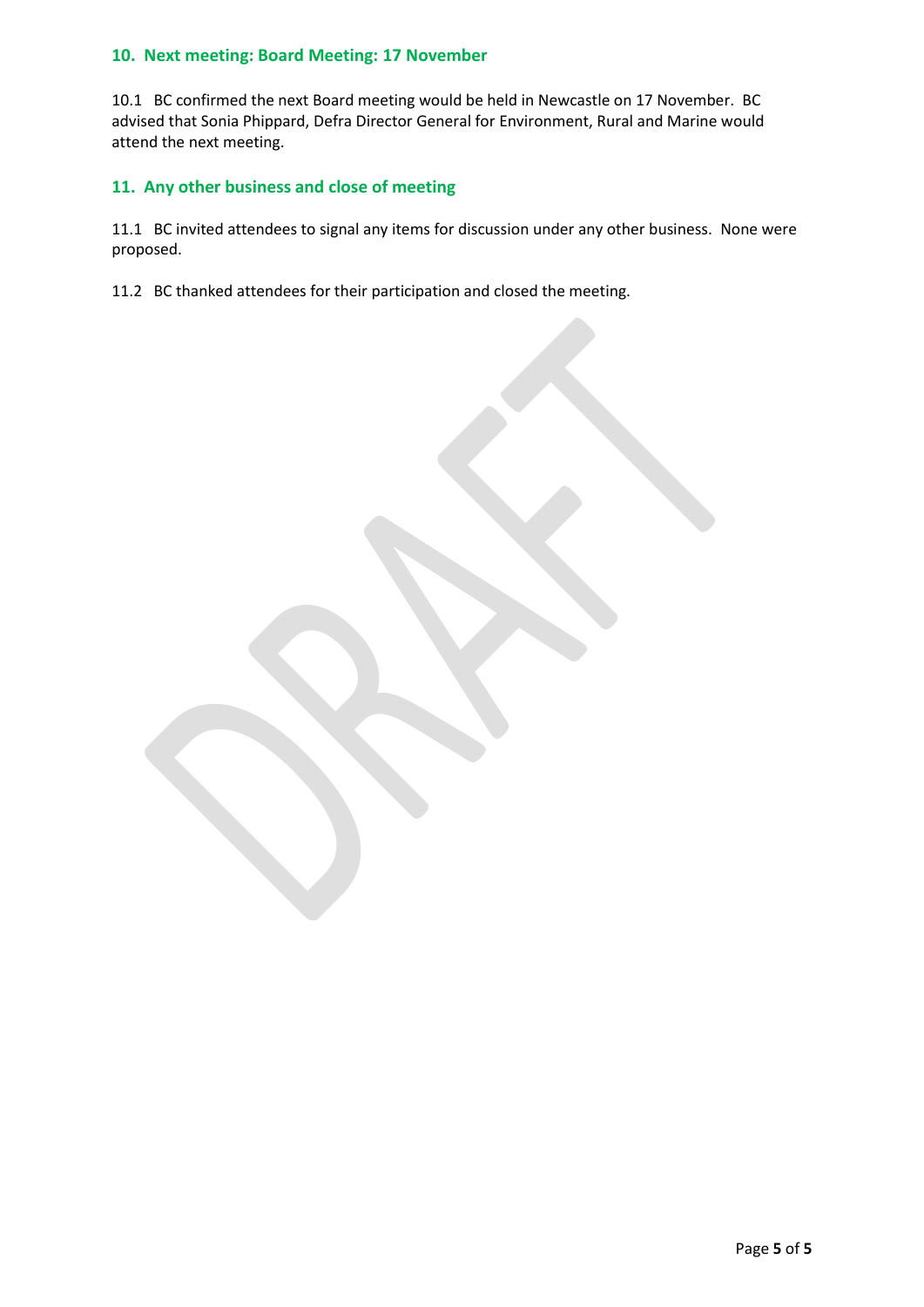## 10. Next meeting: Board Meeting: 17 November

10.1 BC confirmed the next Board meeting would be held in Newcastle on 17 November. BC advised that Sonia Phippard, Defra Director General for Environment, Rural and Marine would attend the next meeting.

## 11. Any other business and close of meeting

11.1 BC invited attendees to signal any items for discussion under any other business. None were proposed.

11.2 BC thanked attendees for their participation and closed the meeting.